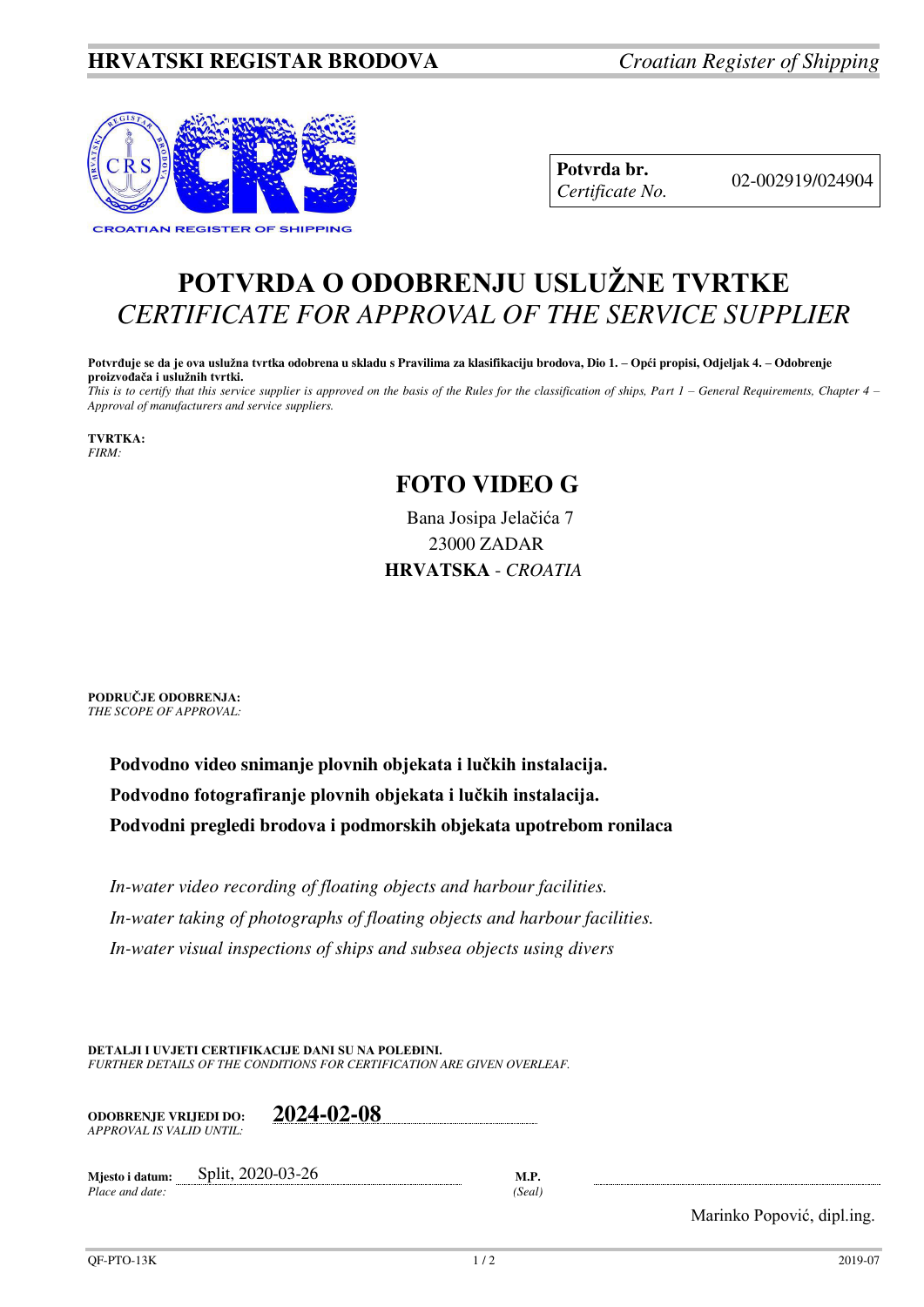**HRVATSKI REGISTAR BRODOVA** *Croatian Register of Shipping*

CROATIAN REGISTER OF SHIPPING

| **Potvrda br.** *Certificate No.* | 02-002919/024904 |
|---|---|

# POTVRDA O ODOBRENJU USLUŽNE TVRTKE
# *CERTIFICATE FOR APPROVAL OF THE SERVICE SUPPLIER*

**Potvrđuje se da je ova uslužna tvrtka odobrena u skladu s Pravilima za klasifikaciju brodova, Dio 1. – Opći propisi, Odjeljak 4. – Odobrenje proizvođača i uslužnih tvrtki.**
*This is to certify that this service supplier is approved on the basis of the Rules for the classification of ships, Part 1 – General Requirements, Chapter 4 – Approval of manufacturers and service suppliers.*

**TVRTKA:**
*FIRM:*

## FOTO VIDEO G

Bana Josipa Jelačića 7
23000 ZADAR
**HRVATSKA** - *CROATIA*

**PODRUČJE ODOBRENJA:**
*THE SCOPE OF APPROVAL:*

**Podvodno video snimanje plovnih objekata i lučkih instalacija.**
**Podvodno fotografiranje plovnih objekata i lučkih instalacija.**
**Podvodni pregledi brodova i podmorskih objekata upotrebom ronilaca**

*In-water video recording of floating objects and harbour facilities.*
*In-water taking of photographs of floating objects and harbour facilities.*
*In-water visual inspections of ships and subsea objects using divers*

**DETALJI I UVJETI CERTIFIKACIJE DANI SU NA POLEĐINI.**
*FURTHER DETAILS OF THE CONDITIONS FOR CERTIFICATION ARE GIVEN OVERLEAF.*

**ODOBRENJE VRIJEDI DO:** *APPROVAL IS VALID UNTIL:* **2024-02-08**

**Mjesto i datum:** *Place and date:* Split, 2020-03-26

**M.P.** *(Seal)*

Marinko Popović, dipl.ing.

QF-PTO-13K 2019-07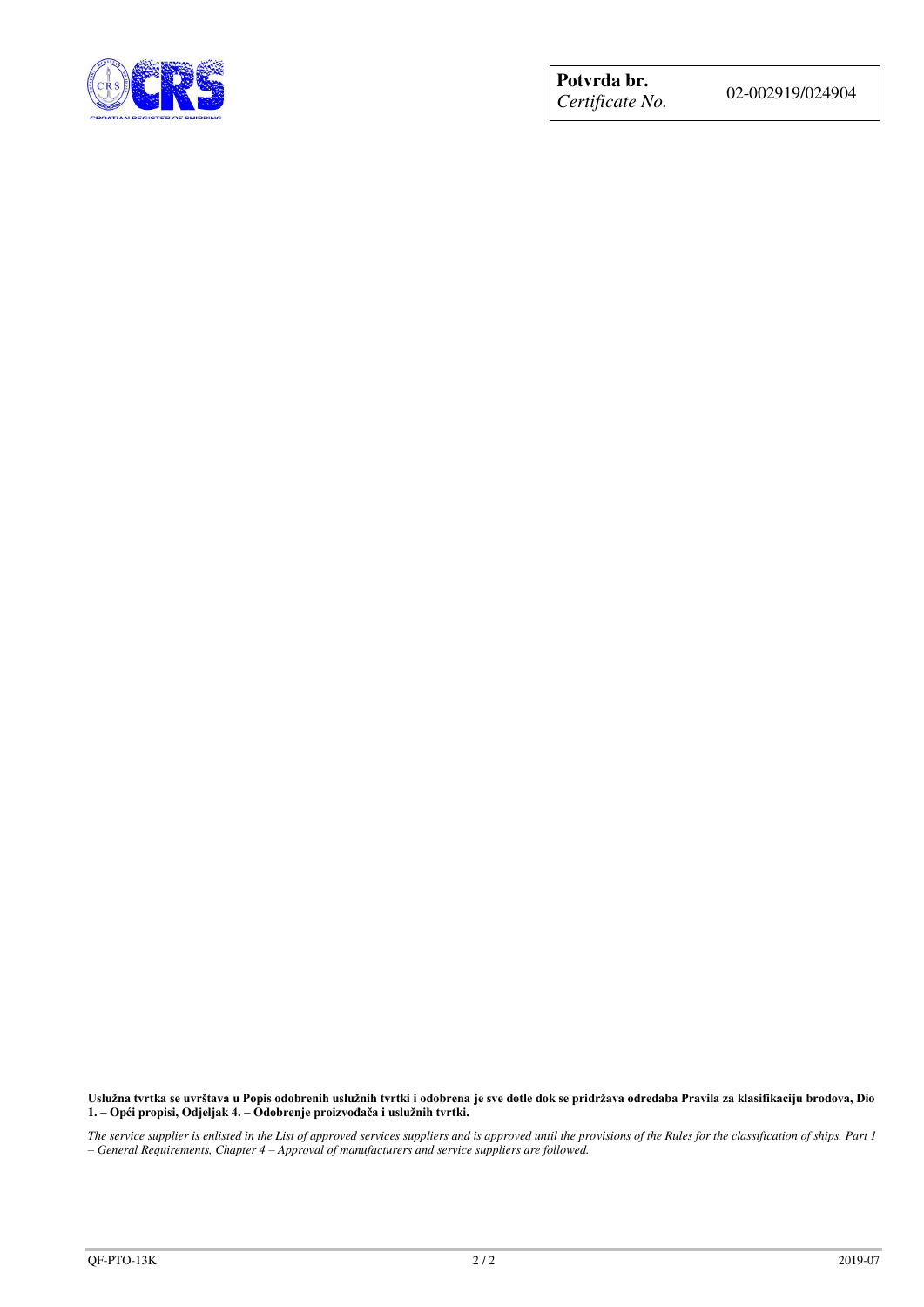| Potvrda br. *Certificate No.* | 02-002919/024904 |
| --- | --- |

**Uslužna tvrtka se uvrštava u Popis odobrenih uslužnih tvrtki i odobrena je sve dotle dok se pridržava odredaba Pravila za klasifikaciju brodova, Dio 1. – Opći propisi, Odjeljak 4. – Odobrenje proizvođača i uslužnih tvrtki.**

*The service supplier is enlisted in the List of approved services suppliers and is approved until the provisions of the Rules for the classification of ships, Part 1 – General Requirements, Chapter 4 – Approval of manufacturers and service suppliers are followed.*